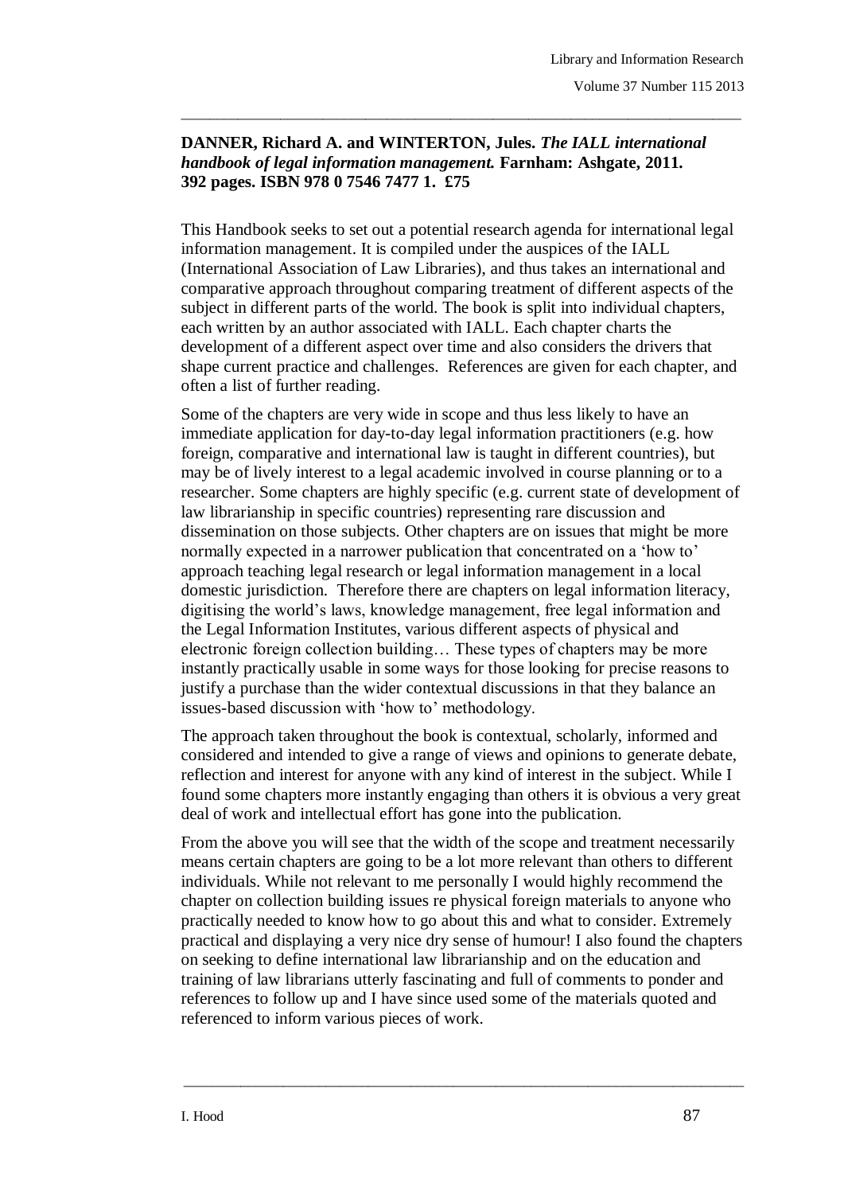**DANNER, Richard A. and WINTERTON, Jules.** ***The IALL international handbook of legal information management.*** **Farnham: Ashgate, 2011. 392 pages. ISBN 978 0 7546 7477 1. £75**

This Handbook seeks to set out a potential research agenda for international legal information management. It is compiled under the auspices of the IALL (International Association of Law Libraries), and thus takes an international and comparative approach throughout comparing treatment of different aspects of the subject in different parts of the world. The book is split into individual chapters, each written by an author associated with IALL. Each chapter charts the development of a different aspect over time and also considers the drivers that shape current practice and challenges. References are given for each chapter, and often a list of further reading.

Some of the chapters are very wide in scope and thus less likely to have an immediate application for day-to-day legal information practitioners (e.g. how foreign, comparative and international law is taught in different countries), but may be of lively interest to a legal academic involved in course planning or to a researcher. Some chapters are highly specific (e.g. current state of development of law librarianship in specific countries) representing rare discussion and dissemination on those subjects. Other chapters are on issues that might be more normally expected in a narrower publication that concentrated on a 'how to' approach teaching legal research or legal information management in a local domestic jurisdiction. Therefore there are chapters on legal information literacy, digitising the world's laws, knowledge management, free legal information and the Legal Information Institutes, various different aspects of physical and electronic foreign collection building… These types of chapters may be more instantly practically usable in some ways for those looking for precise reasons to justify a purchase than the wider contextual discussions in that they balance an issues-based discussion with 'how to' methodology.

The approach taken throughout the book is contextual, scholarly, informed and considered and intended to give a range of views and opinions to generate debate, reflection and interest for anyone with any kind of interest in the subject. While I found some chapters more instantly engaging than others it is obvious a very great deal of work and intellectual effort has gone into the publication.

From the above you will see that the width of the scope and treatment necessarily means certain chapters are going to be a lot more relevant than others to different individuals. While not relevant to me personally I would highly recommend the chapter on collection building issues re physical foreign materials to anyone who practically needed to know how to go about this and what to consider. Extremely practical and displaying a very nice dry sense of humour! I also found the chapters on seeking to define international law librarianship and on the education and training of law librarians utterly fascinating and full of comments to ponder and references to follow up and I have since used some of the materials quoted and referenced to inform various pieces of work.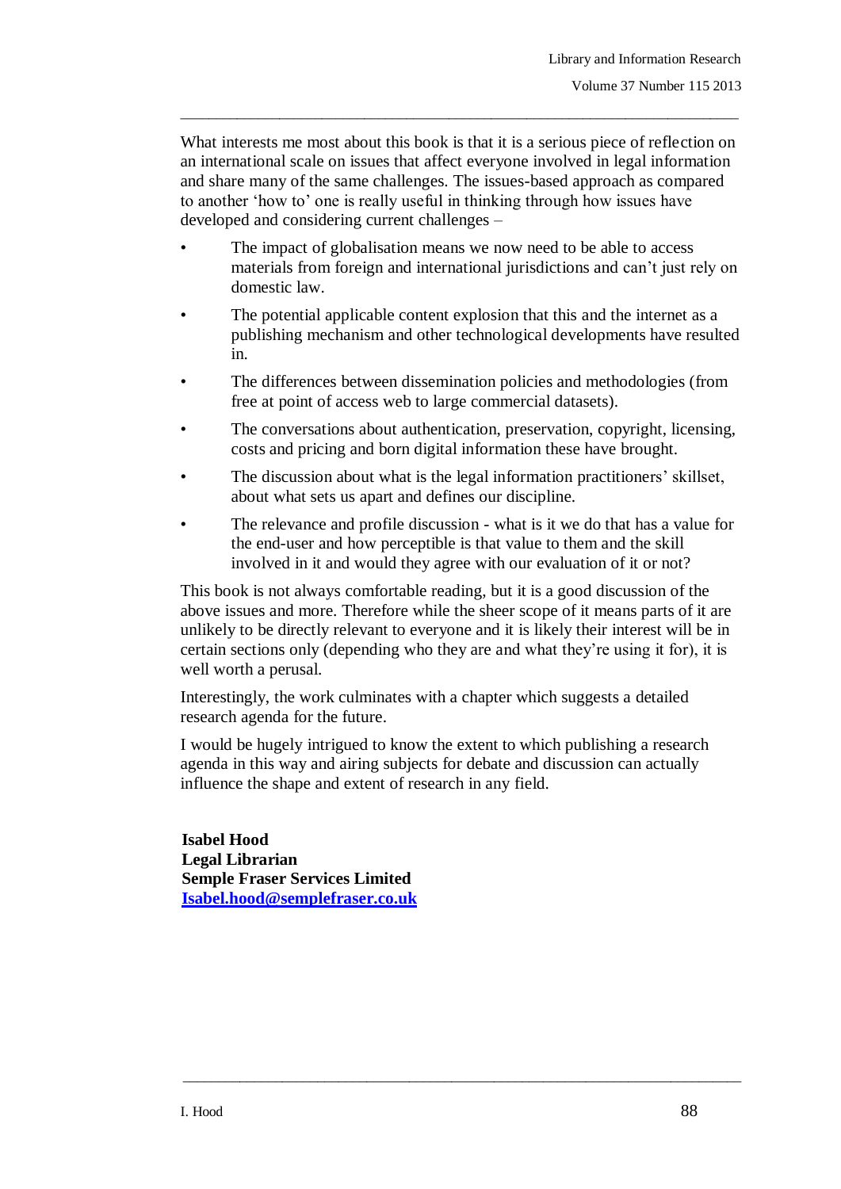What interests me most about this book is that it is a serious piece of reflection on an international scale on issues that affect everyone involved in legal information and share many of the same challenges. The issues-based approach as compared to another 'how to' one is really useful in thinking through how issues have developed and considering current challenges –

- The impact of globalisation means we now need to be able to access materials from foreign and international jurisdictions and can't just rely on domestic law.
- The potential applicable content explosion that this and the internet as a publishing mechanism and other technological developments have resulted in.
- The differences between dissemination policies and methodologies (from free at point of access web to large commercial datasets).
- The conversations about authentication, preservation, copyright, licensing, costs and pricing and born digital information these have brought.
- The discussion about what is the legal information practitioners' skillset, about what sets us apart and defines our discipline.
- The relevance and profile discussion - what is it we do that has a value for the end-user and how perceptible is that value to them and the skill involved in it and would they agree with our evaluation of it or not?

This book is not always comfortable reading, but it is a good discussion of the above issues and more. Therefore while the sheer scope of it means parts of it are unlikely to be directly relevant to everyone and it is likely their interest will be in certain sections only (depending who they are and what they're using it for), it is well worth a perusal.

Interestingly, the work culminates with a chapter which suggests a detailed research agenda for the future.

I would be hugely intrigued to know the extent to which publishing a research agenda in this way and airing subjects for debate and discussion can actually influence the shape and extent of research in any field.

**Isabel Hood**
**Legal Librarian**
**Semple Fraser Services Limited**
**[Isabel.hood@semplefraser.co.uk](mailto:Isabel.hood@semplefraser.co.uk)**